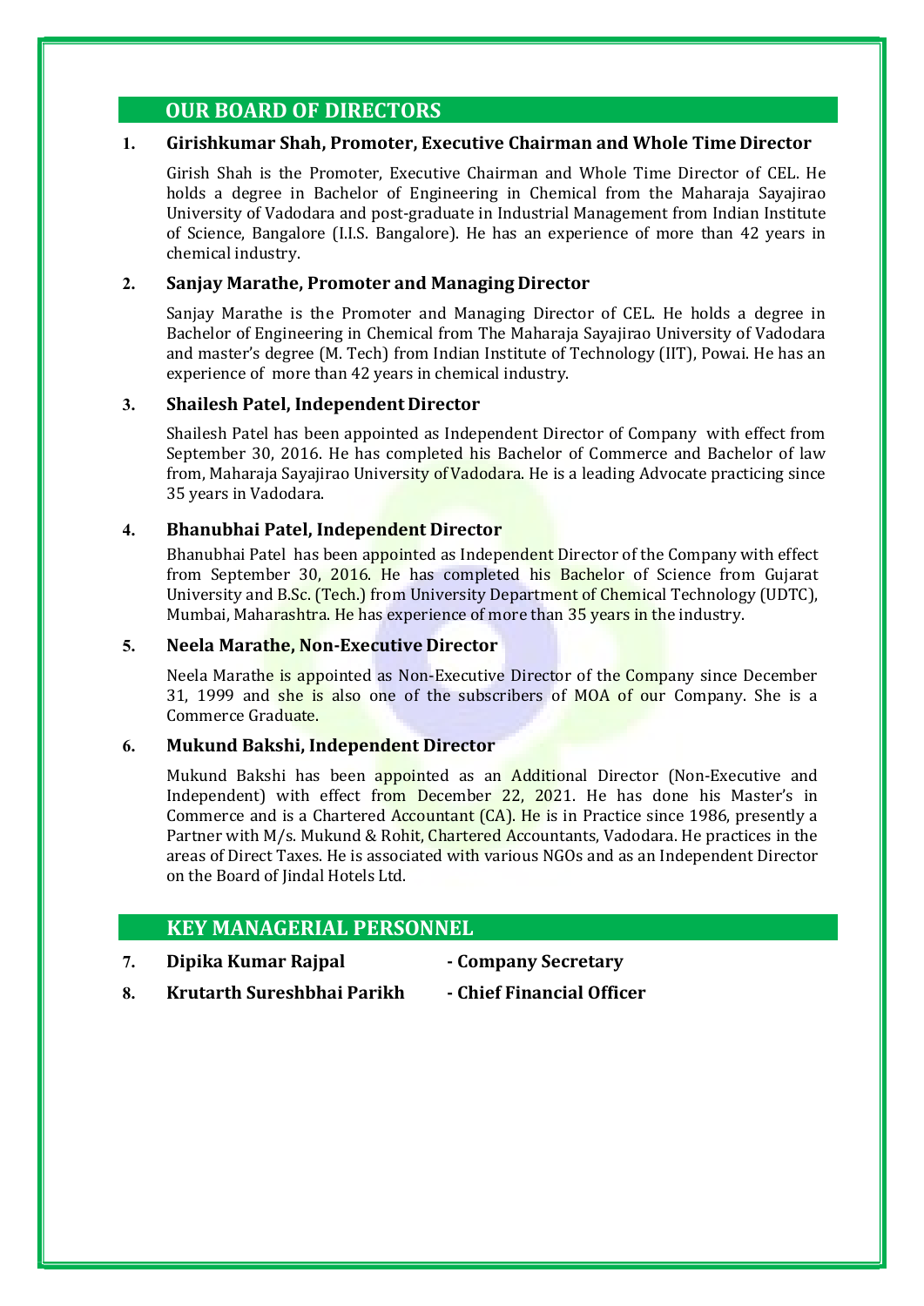## OUR BOARD OF DIRECTORS

### 1. Girishkumar Shah, Promoter, Executive Chairman and Whole Time Director

Girish Shah is the Promoter, Executive Chairman and Whole Time Director of CEL. He holds a degree in Bachelor of Engineering in Chemical from the Maharaja Sayajirao University of Vadodara and post-graduate in Industrial Management from Indian Institute of Science, Bangalore (I.I.S. Bangalore). He has an experience of more than 42 years in chemical industry.

### 2. Sanjay Marathe, Promoter and Managing Director

Sanjay Marathe is the Promoter and Managing Director of CEL. He holds a degree in Bachelor of Engineering in Chemical from The Maharaja Sayajirao University of Vadodara and master's degree (M. Tech) from Indian Institute of Technology (IIT), Powai. He has an experience of more than 42 years in chemical industry.

### 3. Shailesh Patel, Independent Director

Shailesh Patel has been appointed as Independent Director of Company with effect from September 30, 2016. He has completed his Bachelor of Commerce and Bachelor of law from, Maharaja Sayajirao University of Vadodara. He is a leading Advocate practicing since 35 years in Vadodara.

### 4. Bhanubhai Patel, Independent Director

Bhanubhai Patel has been appointed as Independent Director of the Company with effect from September 30, 2016. He has completed his Bachelor of Science from Gujarat University and B.Sc. (Tech.) from University Department of Chemical Technology (UDTC), Mumbai, Maharashtra. He has experience of more than 35 years in the industry.

### 5. Neela Marathe, Non-Executive Director

Neela Marathe is appointed as Non-Executive Director of the Company since December 31, 1999 and she is also one of the subscribers of MOA of our Company. She is a Commerce Graduate.

### 6. Mukund Bakshi, Independent Director

Mukund Bakshi has been appointed as an Additional Director (Non-Executive and Independent) with effect from December 22, 2021. He has done his Master's in Commerce and is a Chartered Accountant (CA). He is in Practice since 1986, presently a Partner with M/s. Mukund & Rohit, Chartered Accountants, Vadodara. He practices in the areas of Direct Taxes. He is associated with various NGOs and as an Independent Director on the Board of Jindal Hotels Ltd.

## KEY MANAGERIAL PERSONNEL

7. **Dipika Kumar Rajpal - Company Secretary**
8. **Krutarth Sureshbhai Parikh - Chief Financial Officer**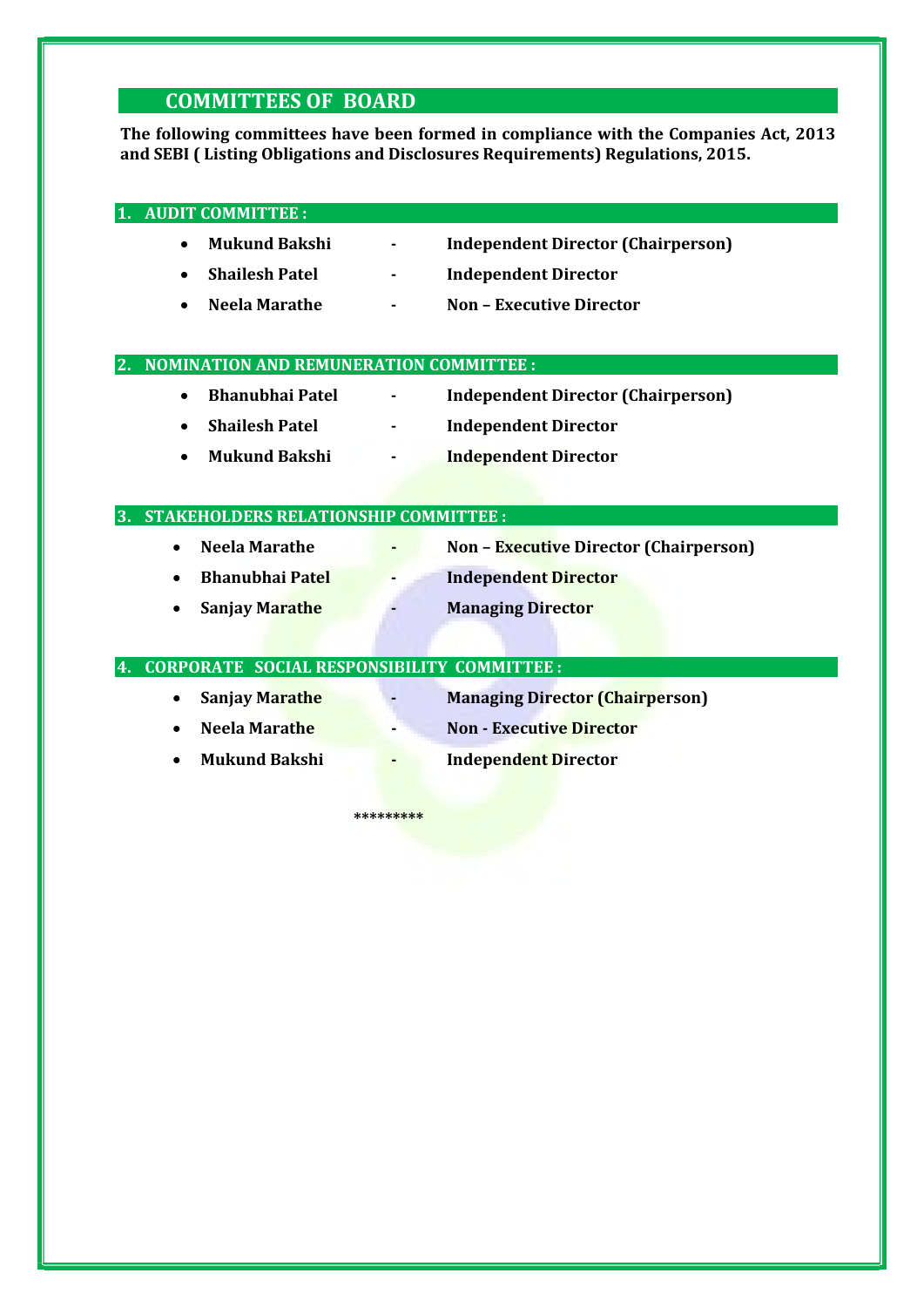# COMMITTEES OF BOARD

**The following committees have been formed in compliance with the Companies Act, 2013 and SEBI ( Listing Obligations and Disclosures Requirements) Regulations, 2015.**

## 1. AUDIT COMMITTEE :

- **Mukund Bakshi - Independent Director (Chairperson)**
- **Shailesh Patel - Independent Director**
- **Neela Marathe - Non – Executive Director**

## 2. NOMINATION AND REMUNERATION COMMITTEE :

- **Bhanubhai Patel - Independent Director (Chairperson)**
- **Shailesh Patel - Independent Director**
- **Mukund Bakshi - Independent Director**

## 3. STAKEHOLDERS RELATIONSHIP COMMITTEE :

- **Neela Marathe - Non – Executive Director (Chairperson)**
- **Bhanubhai Patel - Independent Director**
- **Sanjay Marathe - Managing Director**

## 4. CORPORATE SOCIAL RESPONSIBILITY COMMITTEE :

- **Sanjay Marathe - Managing Director (Chairperson)**
- **Neela Marathe - Non - Executive Director**
- **Mukund Bakshi - Independent Director**

*********